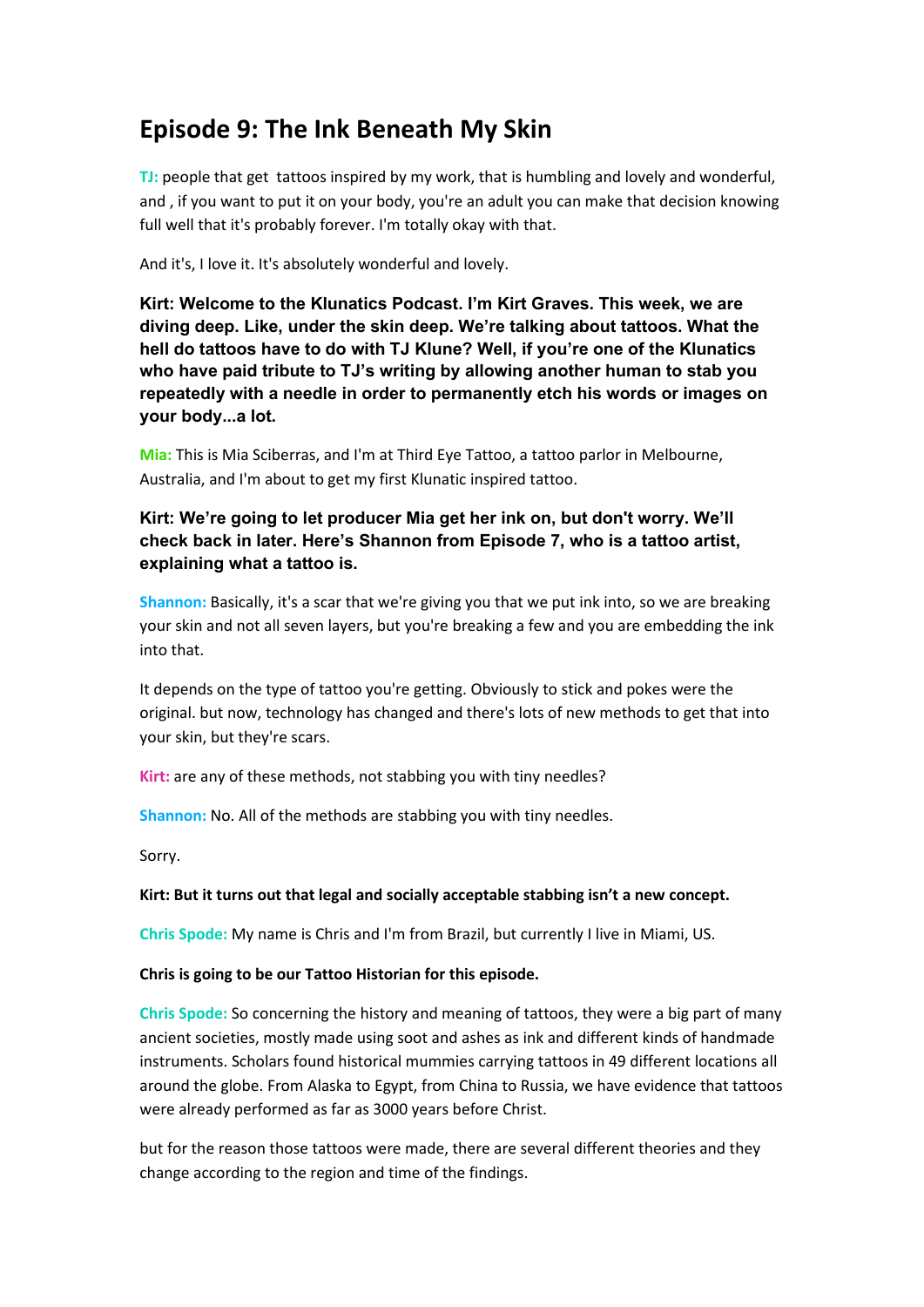# Episode 9: The Ink Beneath My Skin

**TJ:** people that get tattoos inspired by my work, that is humbling and lovely and wonderful, and , if you want to put it on your body, you're an adult you can make that decision knowing full well that it's probably forever. I'm totally okay with that.

And it's, I love it. It's absolutely wonderful and lovely.

**Kirt: Welcome to the Klunatics Podcast. I'm Kirt Graves. This week, we are diving deep. Like, under the skin deep. We're talking about tattoos. What the hell do tattoos have to do with TJ Klune? Well, if you're one of the Klunatics who have paid tribute to TJ's writing by allowing another human to stab you repeatedly with a needle in order to permanently etch his words or images on your body...a lot.**

**Mia:** This is Mia Sciberras, and I'm at Third Eye Tattoo, a tattoo parlor in Melbourne, Australia, and I'm about to get my first Klunatic inspired tattoo.

**Kirt: We're going to let producer Mia get her ink on, but don't worry. We'll check back in later. Here's Shannon from Episode 7, who is a tattoo artist, explaining what a tattoo is.**

**Shannon:** Basically, it's a scar that we're giving you that we put ink into, so we are breaking your skin and not all seven layers, but you're breaking a few and you are embedding the ink into that.

It depends on the type of tattoo you're getting. Obviously to stick and pokes were the original. but now, technology has changed and there's lots of new methods to get that into your skin, but they're scars.

**Kirt:** are any of these methods, not stabbing you with tiny needles?

**Shannon:** No. All of the methods are stabbing you with tiny needles.

Sorry.

**Kirt: But it turns out that legal and socially acceptable stabbing isn't a new concept.**

**Chris Spode:** My name is Chris and I'm from Brazil, but currently I live in Miami, US.

**Chris is going to be our Tattoo Historian for this episode.**

**Chris Spode:** So concerning the history and meaning of tattoos, they were a big part of many ancient societies, mostly made using soot and ashes as ink and different kinds of handmade instruments. Scholars found historical mummies carrying tattoos in 49 different locations all around the globe. From Alaska to Egypt, from China to Russia, we have evidence that tattoos were already performed as far as 3000 years before Christ.

but for the reason those tattoos were made, there are several different theories and they change according to the region and time of the findings.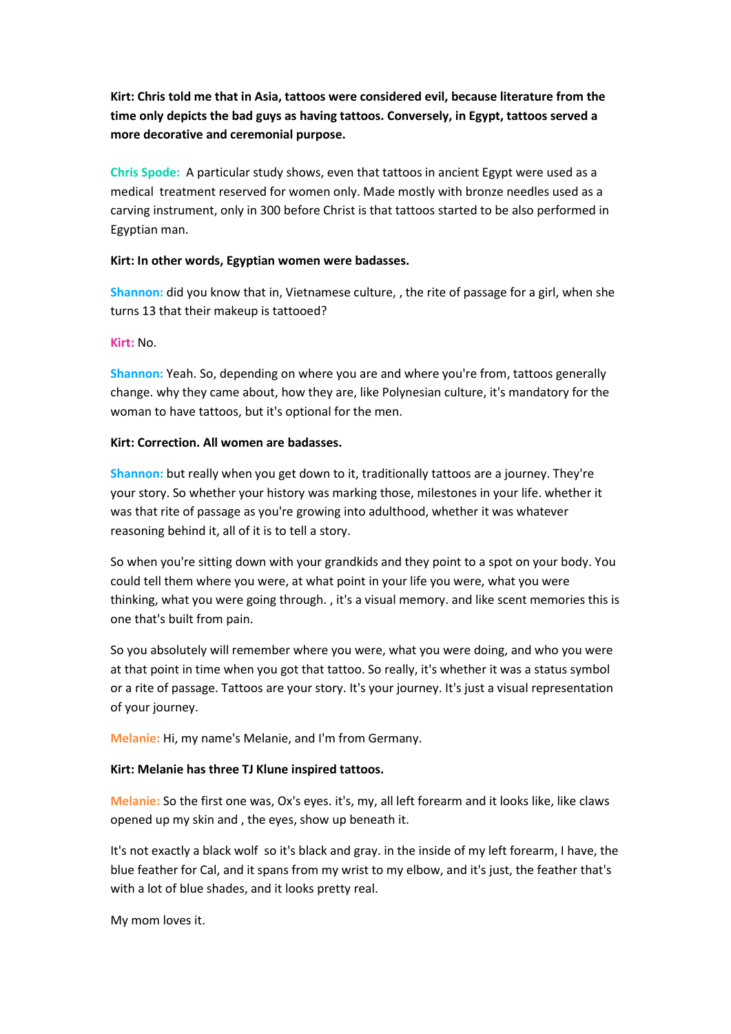**Kirt: Chris told me that in Asia, tattoos were considered evil, because literature from the time only depicts the bad guys as having tattoos. Conversely, in Egypt, tattoos served a more decorative and ceremonial purpose.**

**Chris Spode:** A particular study shows, even that tattoos in ancient Egypt were used as a medical treatment reserved for women only. Made mostly with bronze needles used as a carving instrument, only in 300 before Christ is that tattoos started to be also performed in Egyptian man.

**Kirt: In other words, Egyptian women were badasses.**

**Shannon:** did you know that in, Vietnamese culture, , the rite of passage for a girl, when she turns 13 that their makeup is tattooed?

**Kirt:** No.

**Shannon:** Yeah. So, depending on where you are and where you're from, tattoos generally change. why they came about, how they are, like Polynesian culture, it's mandatory for the woman to have tattoos, but it's optional for the men.

**Kirt: Correction. All women are badasses.**

**Shannon:** but really when you get down to it, traditionally tattoos are a journey. They're your story. So whether your history was marking those, milestones in your life. whether it was that rite of passage as you're growing into adulthood, whether it was whatever reasoning behind it, all of it is to tell a story.

So when you're sitting down with your grandkids and they point to a spot on your body. You could tell them where you were, at what point in your life you were, what you were thinking, what you were going through. , it's a visual memory. and like scent memories this is one that's built from pain.

So you absolutely will remember where you were, what you were doing, and who you were at that point in time when you got that tattoo. So really, it's whether it was a status symbol or a rite of passage. Tattoos are your story. It's your journey. It's just a visual representation of your journey.

**Melanie:** Hi, my name's Melanie, and I'm from Germany.

**Kirt: Melanie has three TJ Klune inspired tattoos.**

**Melanie:** So the first one was, Ox's eyes. it's, my, all left forearm and it looks like, like claws opened up my skin and , the eyes, show up beneath it.

It's not exactly a black wolf so it's black and gray. in the inside of my left forearm, I have, the blue feather for Cal, and it spans from my wrist to my elbow, and it's just, the feather that's with a lot of blue shades, and it looks pretty real.

My mom loves it.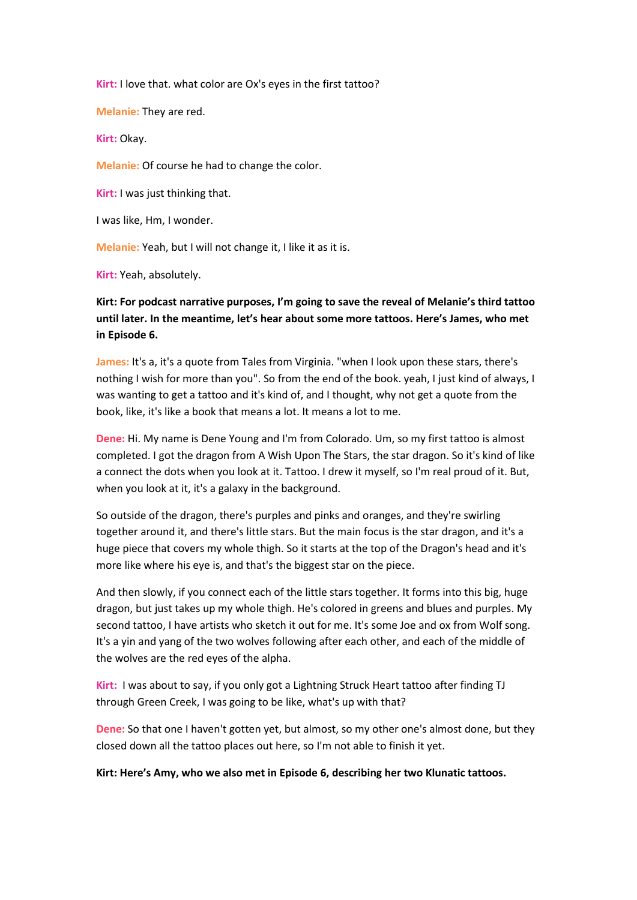**Kirt:** I love that. what color are Ox's eyes in the first tattoo?

**Melanie:** They are red.

**Kirt:** Okay.

**Melanie:** Of course he had to change the color.

**Kirt:** I was just thinking that.

I was like, Hm, I wonder.

**Melanie:** Yeah, but I will not change it, I like it as it is.

**Kirt:** Yeah, absolutely.

**Kirt: For podcast narrative purposes, I'm going to save the reveal of Melanie's third tattoo until later. In the meantime, let's hear about some more tattoos. Here's James, who met in Episode 6.**

**James:** It's a, it's a quote from Tales from Virginia. "when I look upon these stars, there's nothing I wish for more than you". So from the end of the book. yeah, I just kind of always, I was wanting to get a tattoo and it's kind of, and I thought, why not get a quote from the book, like, it's like a book that means a lot. It means a lot to me.

**Dene:** Hi. My name is Dene Young and I'm from Colorado. Um, so my first tattoo is almost completed. I got the dragon from A Wish Upon The Stars, the star dragon. So it's kind of like a connect the dots when you look at it. Tattoo. I drew it myself, so I'm real proud of it. But, when you look at it, it's a galaxy in the background.

So outside of the dragon, there's purples and pinks and oranges, and they're swirling together around it, and there's little stars. But the main focus is the star dragon, and it's a huge piece that covers my whole thigh. So it starts at the top of the Dragon's head and it's more like where his eye is, and that's the biggest star on the piece.

And then slowly, if you connect each of the little stars together. It forms into this big, huge dragon, but just takes up my whole thigh. He's colored in greens and blues and purples. My second tattoo, I have artists who sketch it out for me. It's some Joe and ox from Wolf song. It's a yin and yang of the two wolves following after each other, and each of the middle of the wolves are the red eyes of the alpha.

**Kirt:** I was about to say, if you only got a Lightning Struck Heart tattoo after finding TJ through Green Creek, I was going to be like, what's up with that?

**Dene:** So that one I haven't gotten yet, but almost, so my other one's almost done, but they closed down all the tattoo places out here, so I'm not able to finish it yet.

**Kirt: Here's Amy, who we also met in Episode 6, describing her two Klunatic tattoos.**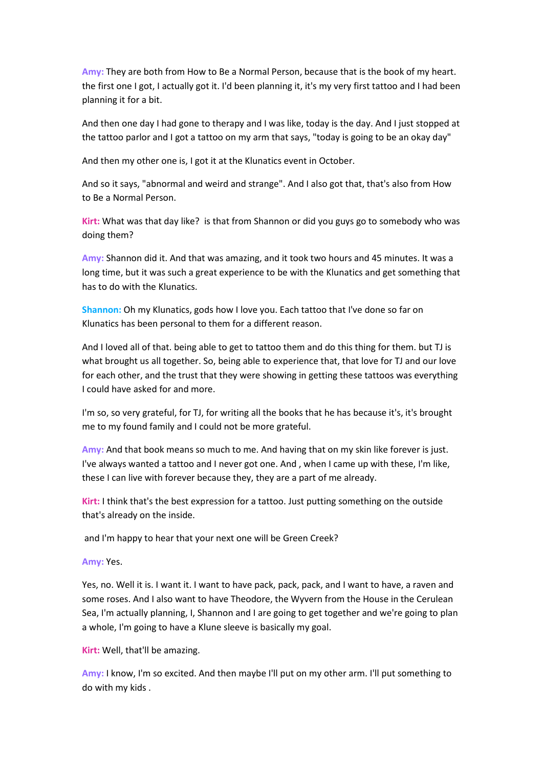**Amy:** They are both from How to Be a Normal Person, because that is the book of my heart. the first one I got, I actually got it. I'd been planning it, it's my very first tattoo and I had been planning it for a bit.

And then one day I had gone to therapy and I was like, today is the day. And I just stopped at the tattoo parlor and I got a tattoo on my arm that says, "today is going to be an okay day"

And then my other one is, I got it at the Klunatics event in October.

And so it says, "abnormal and weird and strange". And I also got that, that's also from How to Be a Normal Person.

**Kirt:** What was that day like? is that from Shannon or did you guys go to somebody who was doing them?

**Amy:** Shannon did it. And that was amazing, and it took two hours and 45 minutes. It was a long time, but it was such a great experience to be with the Klunatics and get something that has to do with the Klunatics.

**Shannon:** Oh my Klunatics, gods how I love you. Each tattoo that I've done so far on Klunatics has been personal to them for a different reason.

And I loved all of that. being able to get to tattoo them and do this thing for them. but TJ is what brought us all together. So, being able to experience that, that love for TJ and our love for each other, and the trust that they were showing in getting these tattoos was everything I could have asked for and more.

I'm so, so very grateful, for TJ, for writing all the books that he has because it's, it's brought me to my found family and I could not be more grateful.

**Amy:** And that book means so much to me. And having that on my skin like forever is just. I've always wanted a tattoo and I never got one. And , when I came up with these, I'm like, these I can live with forever because they, they are a part of me already.

**Kirt:** I think that's the best expression for a tattoo. Just putting something on the outside that's already on the inside.

and I'm happy to hear that your next one will be Green Creek?

**Amy:** Yes.

Yes, no. Well it is. I want it. I want to have pack, pack, pack, and I want to have, a raven and some roses. And I also want to have Theodore, the Wyvern from the House in the Cerulean Sea, I'm actually planning, I, Shannon and I are going to get together and we're going to plan a whole, I'm going to have a Klune sleeve is basically my goal.

**Kirt:** Well, that'll be amazing.

**Amy:** I know, I'm so excited. And then maybe I'll put on my other arm. I'll put something to do with my kids .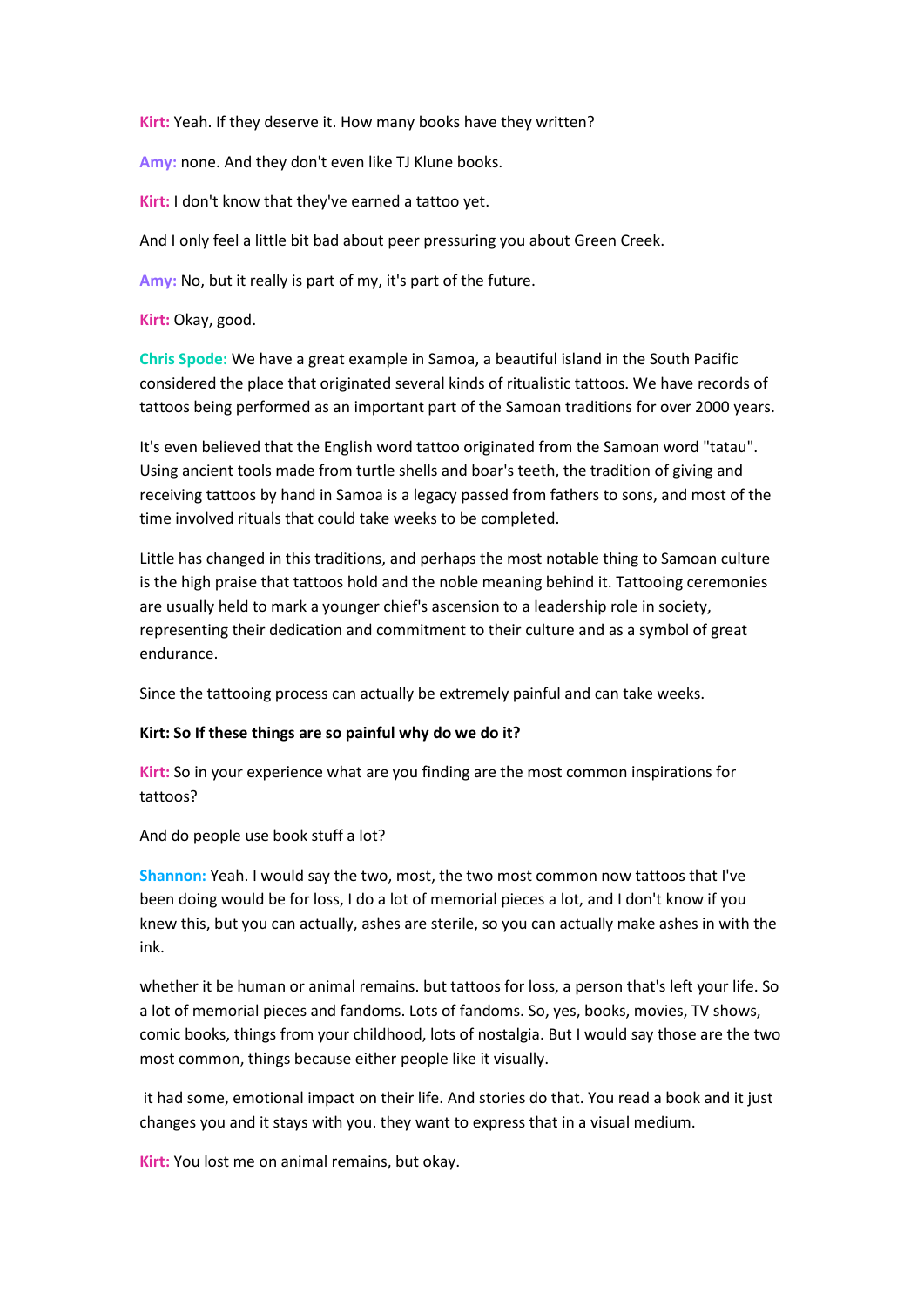**Kirt:** Yeah. If they deserve it. How many books have they written?

**Amy:** none. And they don't even like TJ Klune books.

**Kirt:** I don't know that they've earned a tattoo yet.

And I only feel a little bit bad about peer pressuring you about Green Creek.

**Amy:** No, but it really is part of my, it's part of the future.

**Kirt:** Okay, good.

**Chris Spode:** We have a great example in Samoa, a beautiful island in the South Pacific considered the place that originated several kinds of ritualistic tattoos. We have records of tattoos being performed as an important part of the Samoan traditions for over 2000 years.

It's even believed that the English word tattoo originated from the Samoan word "tatau". Using ancient tools made from turtle shells and boar's teeth, the tradition of giving and receiving tattoos by hand in Samoa is a legacy passed from fathers to sons, and most of the time involved rituals that could take weeks to be completed.

Little has changed in this traditions, and perhaps the most notable thing to Samoan culture is the high praise that tattoos hold and the noble meaning behind it. Tattooing ceremonies are usually held to mark a younger chief's ascension to a leadership role in society, representing their dedication and commitment to their culture and as a symbol of great endurance.

Since the tattooing process can actually be extremely painful and can take weeks.

**Kirt: So If these things are so painful why do we do it?**

**Kirt:** So in your experience what are you finding are the most common inspirations for tattoos?

And do people use book stuff a lot?

**Shannon:** Yeah. I would say the two, most, the two most common now tattoos that I've been doing would be for loss, I do a lot of memorial pieces a lot, and I don't know if you knew this, but you can actually, ashes are sterile, so you can actually make ashes in with the ink.

whether it be human or animal remains. but tattoos for loss, a person that's left your life. So a lot of memorial pieces and fandoms. Lots of fandoms. So, yes, books, movies, TV shows, comic books, things from your childhood, lots of nostalgia. But I would say those are the two most common, things because either people like it visually.

it had some, emotional impact on their life. And stories do that. You read a book and it just changes you and it stays with you. they want to express that in a visual medium.

**Kirt:** You lost me on animal remains, but okay.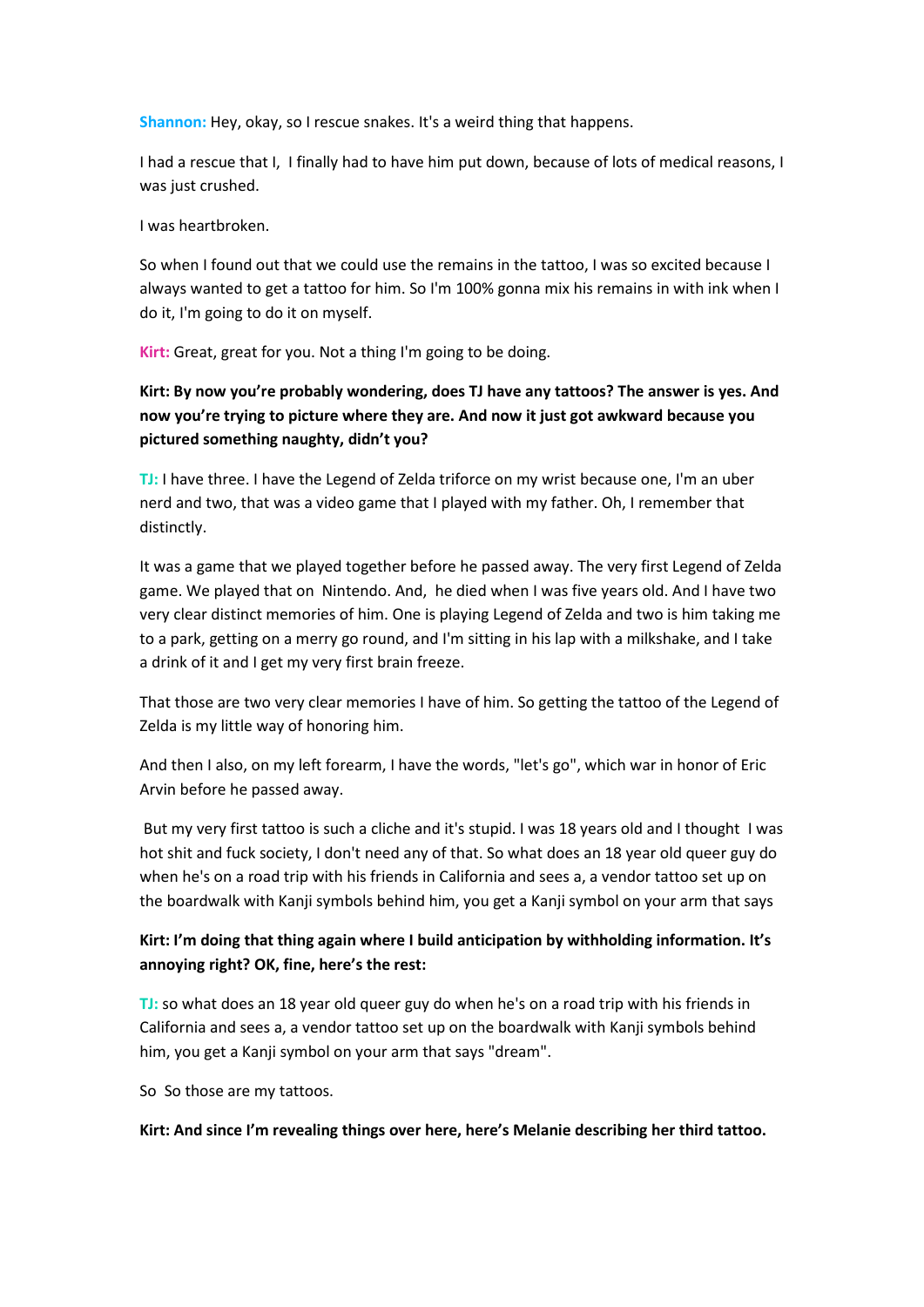**Shannon:** Hey, okay, so I rescue snakes. It's a weird thing that happens.

I had a rescue that I,  I finally had to have him put down, because of lots of medical reasons, I was just crushed.

I was heartbroken.

So when I found out that we could use the remains in the tattoo, I was so excited because I always wanted to get a tattoo for him. So I'm 100% gonna mix his remains in with ink when I do it, I'm going to do it on myself.

**Kirt:** Great, great for you. Not a thing I'm going to be doing.

**Kirt: By now you're probably wondering, does TJ have any tattoos? The answer is yes. And now you're trying to picture where they are. And now it just got awkward because you pictured something naughty, didn't you?**

**TJ:** I have three. I have the Legend of Zelda triforce on my wrist because one, I'm an uber nerd and two, that was a video game that I played with my father. Oh, I remember that distinctly.

It was a game that we played together before he passed away. The very first Legend of Zelda game. We played that on  Nintendo. And,  he died when I was five years old. And I have two very clear distinct memories of him. One is playing Legend of Zelda and two is him taking me to a park, getting on a merry go round, and I'm sitting in his lap with a milkshake, and I take a drink of it and I get my very first brain freeze.

That those are two very clear memories I have of him. So getting the tattoo of the Legend of Zelda is my little way of honoring him.

And then I also, on my left forearm, I have the words, "let's go", which war in honor of Eric Arvin before he passed away.

 But my very first tattoo is such a cliche and it's stupid. I was 18 years old and I thought  I was hot shit and fuck society, I don't need any of that. So what does an 18 year old queer guy do when he's on a road trip with his friends in California and sees a, a vendor tattoo set up on the boardwalk with Kanji symbols behind him, you get a Kanji symbol on your arm that says

**Kirt: I'm doing that thing again where I build anticipation by withholding information. It's annoying right? OK, fine, here's the rest:**

**TJ:** so what does an 18 year old queer guy do when he's on a road trip with his friends in California and sees a, a vendor tattoo set up on the boardwalk with Kanji symbols behind him, you get a Kanji symbol on your arm that says "dream".

So  So those are my tattoos.

**Kirt: And since I'm revealing things over here, here's Melanie describing her third tattoo.**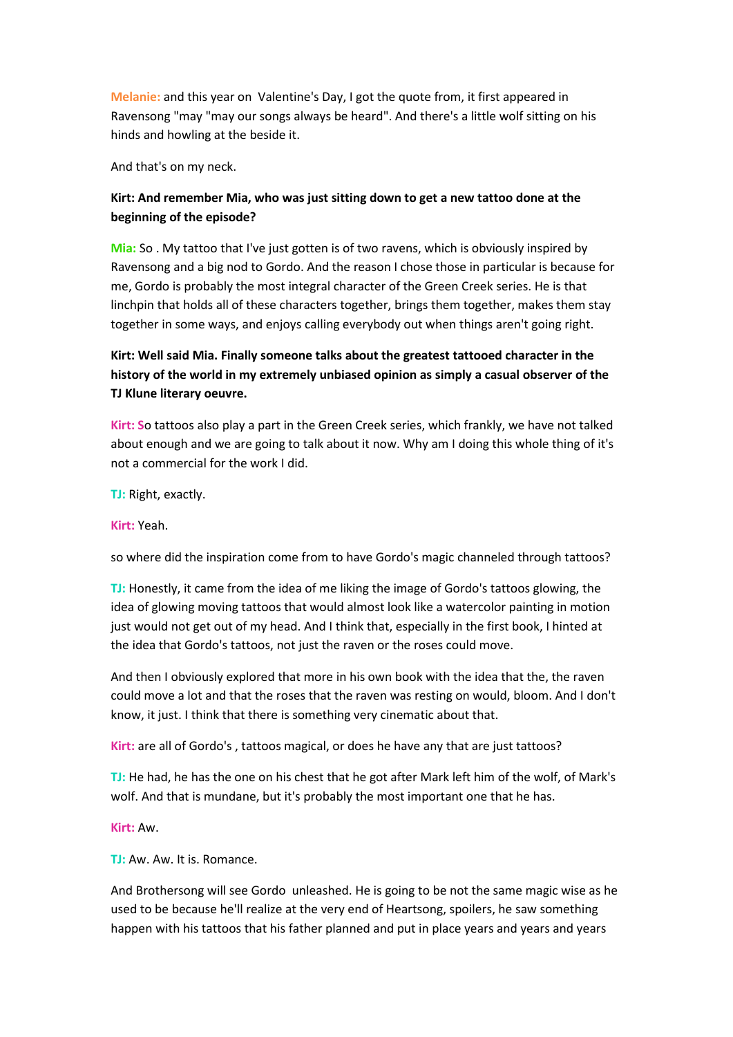**Melanie:** and this year on Valentine's Day, I got the quote from, it first appeared in Ravensong "may "may our songs always be heard". And there's a little wolf sitting on his hinds and howling at the beside it.

And that's on my neck.

**Kirt: And remember Mia, who was just sitting down to get a new tattoo done at the beginning of the episode?**

**Mia:** So . My tattoo that I've just gotten is of two ravens, which is obviously inspired by Ravensong and a big nod to Gordo. And the reason I chose those in particular is because for me, Gordo is probably the most integral character of the Green Creek series. He is that linchpin that holds all of these characters together, brings them together, makes them stay together in some ways, and enjoys calling everybody out when things aren't going right.

**Kirt: Well said Mia. Finally someone talks about the greatest tattooed character in the history of the world in my extremely unbiased opinion as simply a casual observer of the TJ Klune literary oeuvre.**

**Kirt:** So tattoos also play a part in the Green Creek series, which frankly, we have not talked about enough and we are going to talk about it now. Why am I doing this whole thing of it's not a commercial for the work I did.

**TJ:** Right, exactly.

**Kirt:** Yeah.

so where did the inspiration come from to have Gordo's magic channeled through tattoos?

**TJ:** Honestly, it came from the idea of me liking the image of Gordo's tattoos glowing, the idea of glowing moving tattoos that would almost look like a watercolor painting in motion just would not get out of my head. And I think that, especially in the first book, I hinted at the idea that Gordo's tattoos, not just the raven or the roses could move.

And then I obviously explored that more in his own book with the idea that the, the raven could move a lot and that the roses that the raven was resting on would, bloom. And I don't know, it just. I think that there is something very cinematic about that.

**Kirt:** are all of Gordo's , tattoos magical, or does he have any that are just tattoos?

**TJ:** He had, he has the one on his chest that he got after Mark left him of the wolf, of Mark's wolf. And that is mundane, but it's probably the most important one that he has.

**Kirt:** Aw.

**TJ:** Aw. Aw. It is. Romance.

And Brothersong will see Gordo unleashed. He is going to be not the same magic wise as he used to be because he'll realize at the very end of Heartsong, spoilers, he saw something happen with his tattoos that his father planned and put in place years and years and years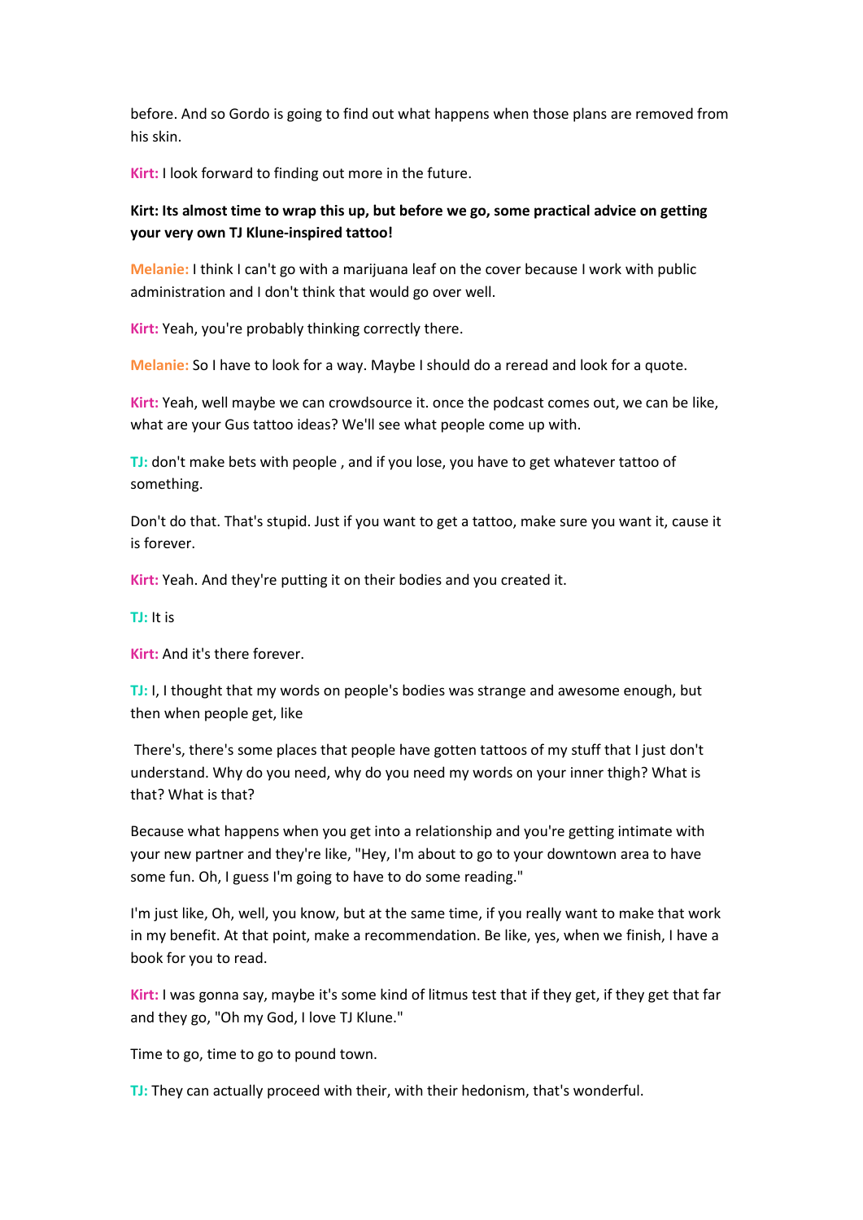before. And so Gordo is going to find out what happens when those plans are removed from his skin.

**Kirt:** I look forward to finding out more in the future.

**Kirt: Its almost time to wrap this up, but before we go, some practical advice on getting your very own TJ Klune-inspired tattoo!**

**Melanie:** I think I can't go with a marijuana leaf on the cover because I work with public administration and I don't think that would go over well.

**Kirt:** Yeah, you're probably thinking correctly there.

**Melanie:** So I have to look for a way. Maybe I should do a reread and look for a quote.

**Kirt:** Yeah, well maybe we can crowdsource it. once the podcast comes out, we can be like, what are your Gus tattoo ideas? We'll see what people come up with.

**TJ:** don't make bets with people , and if you lose, you have to get whatever tattoo of something.

Don't do that. That's stupid. Just if you want to get a tattoo, make sure you want it, cause it is forever.

**Kirt:** Yeah. And they're putting it on their bodies and you created it.

**TJ:** It is

**Kirt:** And it's there forever.

**TJ:** I, I thought that my words on people's bodies was strange and awesome enough, but then when people get, like

There's, there's some places that people have gotten tattoos of my stuff that I just don't understand. Why do you need, why do you need my words on your inner thigh? What is that? What is that?

Because what happens when you get into a relationship and you're getting intimate with your new partner and they're like, "Hey, I'm about to go to your downtown area to have some fun. Oh, I guess I'm going to have to do some reading."

I'm just like, Oh, well, you know, but at the same time, if you really want to make that work in my benefit. At that point, make a recommendation. Be like, yes, when we finish, I have a book for you to read.

**Kirt:** I was gonna say, maybe it's some kind of litmus test that if they get, if they get that far and they go, "Oh my God, I love TJ Klune."

Time to go, time to go to pound town.

**TJ:** They can actually proceed with their, with their hedonism, that's wonderful.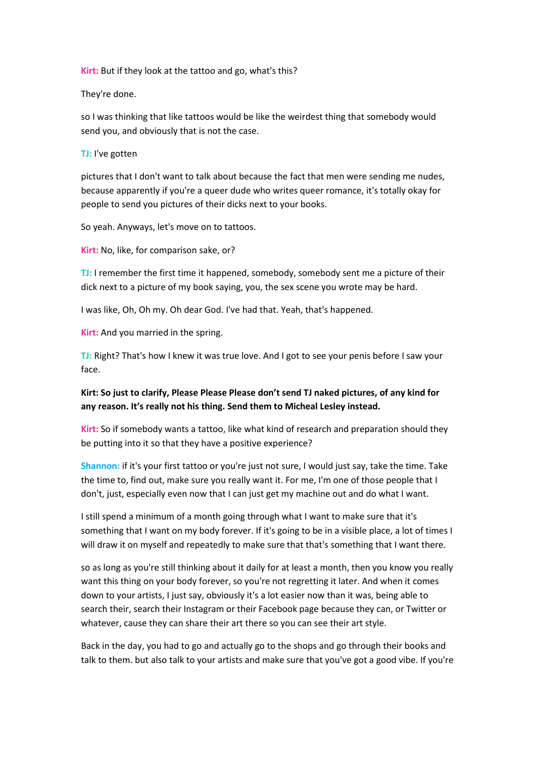**Kirt:** But if they look at the tattoo and go, what's this?

They're done.

so I was thinking that like tattoos would be like the weirdest thing that somebody would send you, and obviously that is not the case.

**TJ:** I've gotten

pictures that I don't want to talk about because the fact that men were sending me nudes, because apparently if you're a queer dude who writes queer romance, it's totally okay for people to send you pictures of their dicks next to your books.

So yeah. Anyways, let's move on to tattoos.

**Kirt:** No, like, for comparison sake, or?

**TJ:** I remember the first time it happened, somebody, somebody sent me a picture of their dick next to a picture of my book saying, you, the sex scene you wrote may be hard.

I was like, Oh, Oh my. Oh dear God. I've had that. Yeah, that's happened.

**Kirt:** And you married in the spring.

**TJ:** Right? That's how I knew it was true love. And I got to see your penis before I saw your face.

**Kirt: So just to clarify, Please Please Please don't send TJ naked pictures, of any kind for any reason. It's really not his thing. Send them to Micheal Lesley instead.**

**Kirt:** So if somebody wants a tattoo, like what kind of research and preparation should they be putting into it so that they have a positive experience?

**Shannon:** if it's your first tattoo or you're just not sure, I would just say, take the time. Take the time to, find out, make sure you really want it. For me, I'm one of those people that I don't, just, especially even now that I can just get my machine out and do what I want.

I still spend a minimum of a month going through what I want to make sure that it's something that I want on my body forever. If it's going to be in a visible place, a lot of times I will draw it on myself and repeatedly to make sure that that's something that I want there.

so as long as you're still thinking about it daily for at least a month, then you know you really want this thing on your body forever, so you're not regretting it later. And when it comes down to your artists, I just say, obviously it's a lot easier now than it was, being able to search their, search their Instagram or their Facebook page because they can, or Twitter or whatever, cause they can share their art there so you can see their art style.

Back in the day, you had to go and actually go to the shops and go through their books and talk to them. but also talk to your artists and make sure that you've got a good vibe. If you're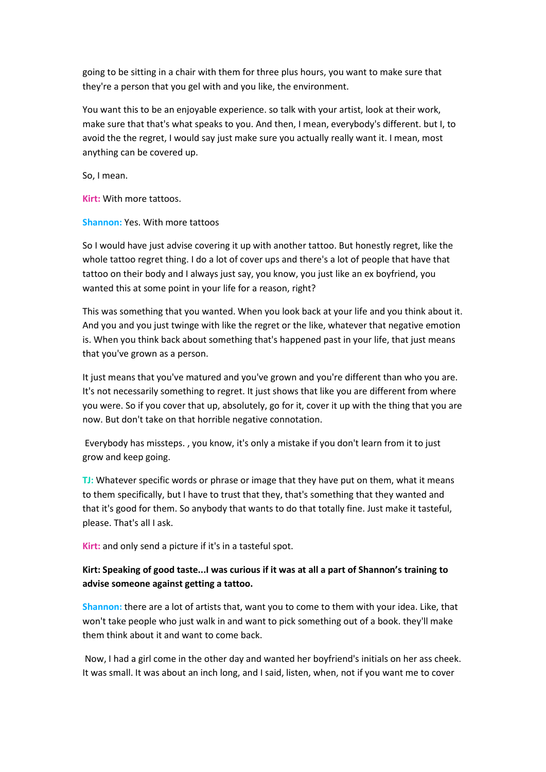going to be sitting in a chair with them for three plus hours, you want to make sure that they're a person that you gel with and you like, the environment.

You want this to be an enjoyable experience. so talk with your artist, look at their work, make sure that that's what speaks to you. And then, I mean, everybody's different. but I, to avoid the the regret, I would say just make sure you actually really want it. I mean, most anything can be covered up.

So, I mean.

**Kirt:** With more tattoos.

**Shannon:** Yes. With more tattoos

So I would have just advise covering it up with another tattoo. But honestly regret, like the whole tattoo regret thing. I do a lot of cover ups and there's a lot of people that have that tattoo on their body and I always just say, you know, you just like an ex boyfriend, you wanted this at some point in your life for a reason, right?

This was something that you wanted. When you look back at your life and you think about it. And you and you just twinge with like the regret or the like, whatever that negative emotion is. When you think back about something that's happened past in your life, that just means that you've grown as a person.

It just means that you've matured and you've grown and you're different than who you are. It's not necessarily something to regret. It just shows that like you are different from where you were. So if you cover that up, absolutely, go for it, cover it up with the thing that you are now. But don't take on that horrible negative connotation.

Everybody has missteps. , you know, it's only a mistake if you don't learn from it to just grow and keep going.

**TJ:** Whatever specific words or phrase or image that they have put on them, what it means to them specifically, but I have to trust that they, that's something that they wanted and that it's good for them. So anybody that wants to do that totally fine. Just make it tasteful, please. That's all I ask.

**Kirt:** and only send a picture if it's in a tasteful spot.

**Kirt: Speaking of good taste...I was curious if it was at all a part of Shannon's training to advise someone against getting a tattoo.**

**Shannon:** there are a lot of artists that, want you to come to them with your idea. Like, that won't take people who just walk in and want to pick something out of a book. they'll make them think about it and want to come back.

Now, I had a girl come in the other day and wanted her boyfriend's initials on her ass cheek. It was small. It was about an inch long, and I said, listen, when, not if you want me to cover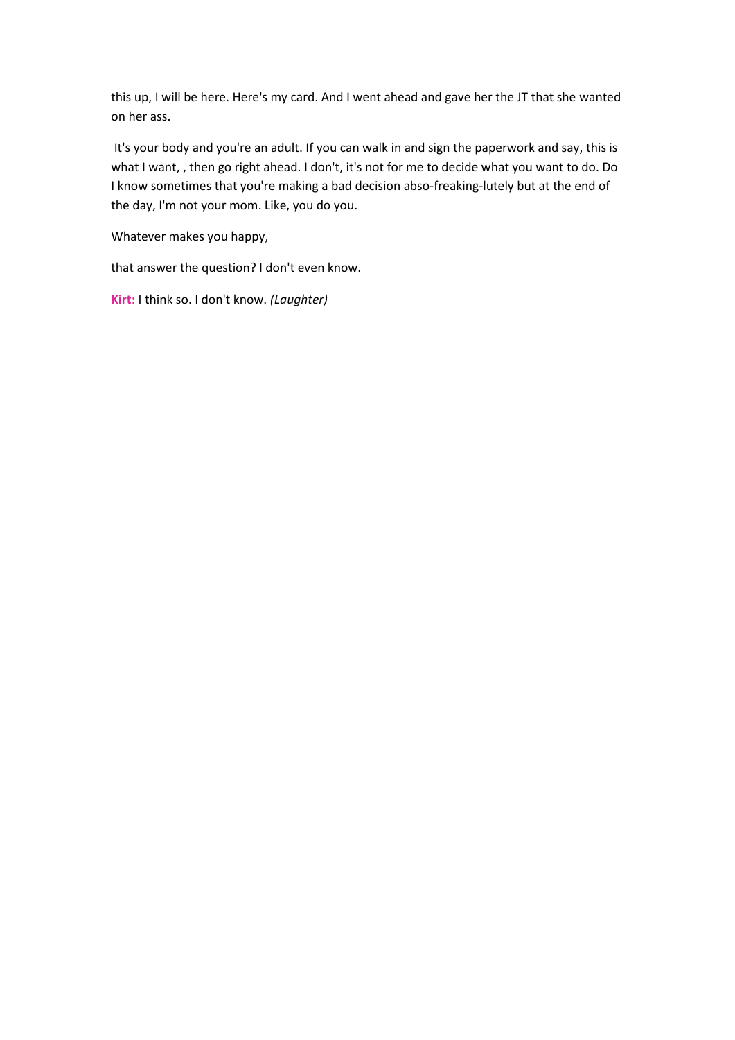this up, I will be here. Here's my card. And I went ahead and gave her the JT that she wanted on her ass.

It's your body and you're an adult. If you can walk in and sign the paperwork and say, this is what I want, , then go right ahead. I don't, it's not for me to decide what you want to do. Do I know sometimes that you're making a bad decision abso-freaking-lutely but at the end of the day, I'm not your mom. Like, you do you.

Whatever makes you happy,

that answer the question? I don't even know.

**Kirt:** I think so. I don't know. *(Laughter)*